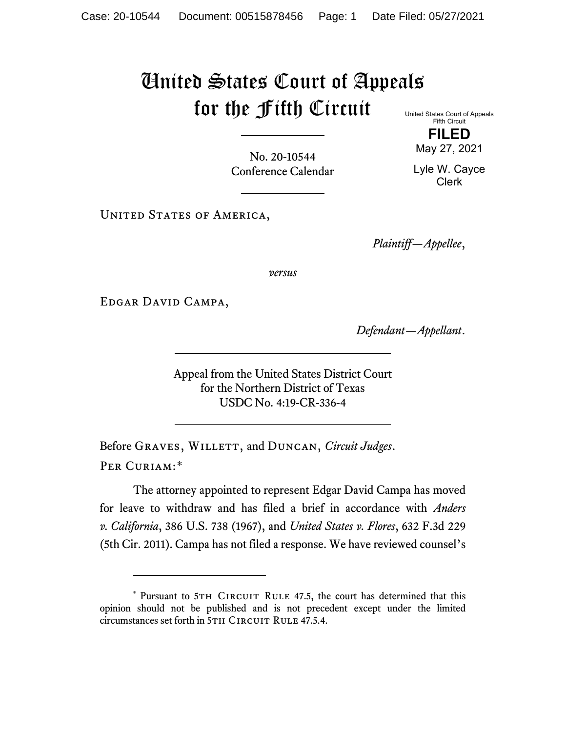# United States Court of Appeals for the Fifth Circuit

United States Court of Appeals
Fifth Circuit

**FILED**

May 27, 2021

Lyle W. Cayce
Clerk

No. 20-10544
Conference Calendar

United States of America,

*Plaintiff—Appellee*,

*versus*

Edgar David Campa,

*Defendant—Appellant*.

Appeal from the United States District Court
for the Northern District of Texas
USDC No. 4:19-CR-336-4

Before Graves, Willett, and Duncan, *Circuit Judges*.

Per Curiam:*

The attorney appointed to represent Edgar David Campa has moved for leave to withdraw and has filed a brief in accordance with *Anders v. California*, 386 U.S. 738 (1967), and *United States v. Flores*, 632 F.3d 229 (5th Cir. 2011). Campa has not filed a response. We have reviewed counsel's

---

\* Pursuant to 5th Circuit Rule 47.5, the court has determined that this opinion should not be published and is not precedent except under the limited circumstances set forth in 5th Circuit Rule 47.5.4.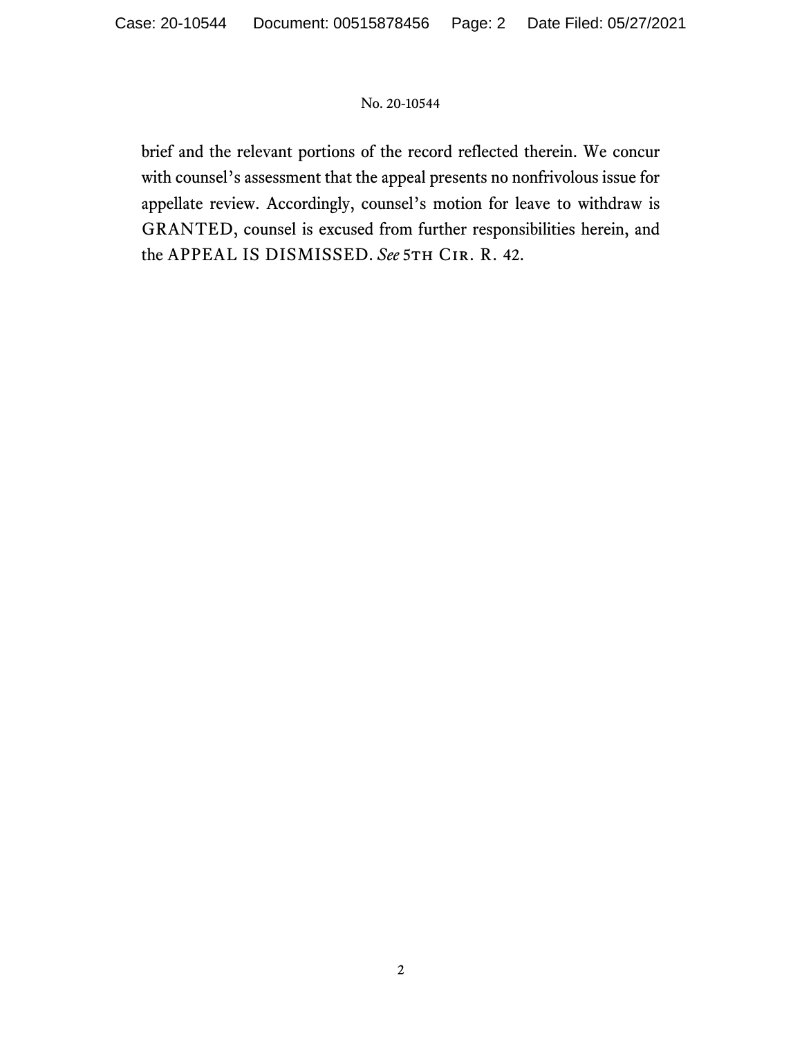brief and the relevant portions of the record reflected therein. We concur with counsel's assessment that the appeal presents no nonfrivolous issue for appellate review. Accordingly, counsel's motion for leave to withdraw is GRANTED, counsel is excused from further responsibilities herein, and the APPEAL IS DISMISSED. *See* 5TH CIR. R. 42.